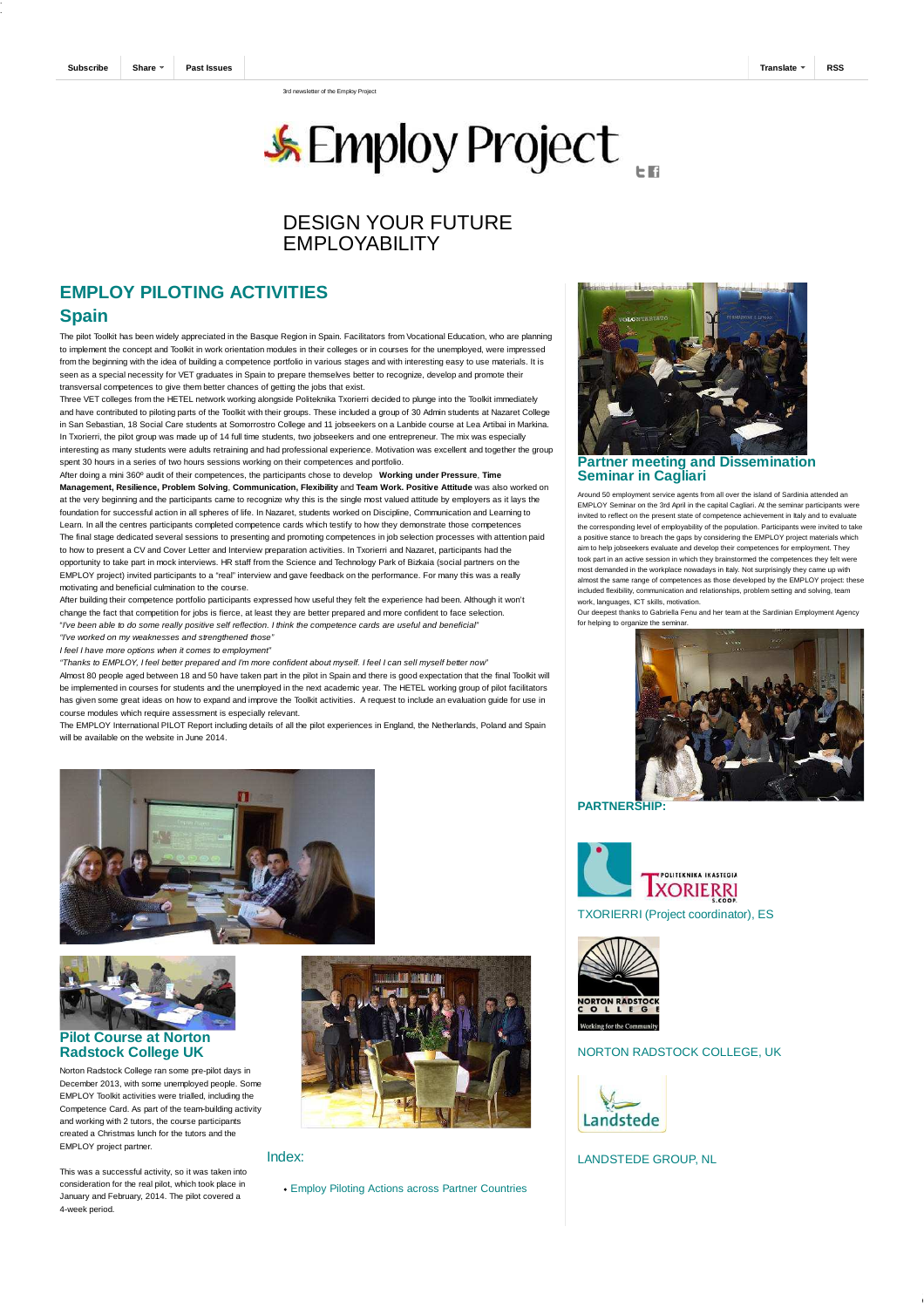Subscribe | Share | Past Issues | Translate | RSS

3rd newsletter of the Employ Project

# Employ Project

## DESIGN YOUR FUTURE EMPLOYABILITY

## EMPLOY PILOTING ACTIVITIES

### Spain

The pilot Toolkit has been widely appreciated in the Basque Region in Spain. Facilitators from Vocational Education, who are planning to implement the concept and Toolkit in work orientation modules in their colleges or in courses for the unemployed, were impressed from the beginning with the idea of building a competence portfolio in various stages and with interesting easy to use materials. It is seen as a special necessity for VET graduates in Spain to prepare themselves better to recognize, develop and promote their transversal competences to give them better chances of getting the jobs that exist.

Three VET colleges from the HETEL network working alongside Politeknika Txorierri decided to plunge into the Toolkit immediately and have contributed to piloting parts of the Toolkit with their groups. These included a group of 30 Admin students at Nazaret College in San Sebastian, 18 Social Care students at Somorrostro College and 11 jobseekers on a Lanbide course at Lea Artibai in Markina. In Txorierri, the pilot group was made up of 14 full time students, two jobseekers and one entrepreneur. The mix was especially interesting as many students were adults retraining and had professional experience. Motivation was excellent and together the group spent 30 hours in a series of two hours sessions working on their competences and portfolio.

After doing a mini 360º audit of their competences, the participants chose to develop **Working under Pressure**, **Time Management, Resilience, Problem Solving**, **Communication, Flexibility** and **Team Work. Positive Attitude** was also worked on at the very beginning and the participants came to recognize why this is the single most valued attitude by employers as it lays the foundation for successful action in all spheres of life. In Nazaret, students worked on Discipline, Communication and Learning to Learn. In all the centres participants completed competence cards which testify to how they demonstrate those competences

The final stage dedicated several sessions to presenting and promoting competences in job selection processes with attention paid to how to present a CV and Cover Letter and Interview preparation activities. In Txorierri and Nazaret, participants had the opportunity to take part in mock interviews. HR staff from the Science and Technology Park of Bizkaia (social partners on the EMPLOY project) invited participants to a "real" interview and gave feedback on the performance. For many this was a really motivating and beneficial culmination to the course.

After building their competence portfolio participants expressed how useful they felt the experience had been. Although it won't change the fact that competition for jobs is fierce, at least they are better prepared and more confident to face selection.

"*I've been able to do some really positive self reflection. I think the competence cards are useful and beneficial*"

*"I've worked on my weaknesses and strengthened those"*

*I feel I have more options when it comes to employment*"

*"Thanks to EMPLOY, I feel better prepared and I'm more confident about myself. I feel I can sell myself better now*"

Almost 80 people aged between 18 and 50 have taken part in the pilot in Spain and there is good expectation that the final Toolkit will be implemented in courses for students and the unemployed in the next academic year. The HETEL working group of pilot facilitators has given some great ideas on how to expand and improve the Toolkit activities. A request to include an evaluation guide for use in course modules which require assessment is especially relevant.

The EMPLOY International PILOT Report including details of all the pilot experiences in England, the Netherlands, Poland and Spain will be available on the website in June 2014.

### Pilot Course at Norton Radstock College UK

Norton Radstock College ran some pre-pilot days in December 2013, with some unemployed people. Some EMPLOY Toolkit activities were trialled, including the Competence Card. As part of the team-building activity and working with 2 tutors, the course participants created a Christmas lunch for the tutors and the EMPLOY project partner.

This was a successful activity, so it was taken into consideration for the real pilot, which took place in January and February, 2014. The pilot covered a 4-week period.

### Index:

- Employ Piloting Actions across Partner Countries

### Partner meeting and Dissemination Seminar in Cagliari

Around 50 employment service agents from all over the island of Sardinia attended an EMPLOY Seminar on the 3rd April in the capital Cagliari. At the seminar participants were invited to reflect on the present state of competence achievement in Italy and to evaluate the corresponding level of employability of the population. Participants were invited to take a positive stance to breach the gaps by considering the EMPLOY project materials which aim to help jobseekers evaluate and develop their competences for employment. They took part in an active session in which they brainstormed the competences they felt were most demanded in the workplace nowadays in Italy. Not surprisingly they came up with almost the same range of competences as those developed by the EMPLOY project: these included flexibility, communication and relationships, problem setting and solving, team work, languages, ICT skills, motivation.

Our deepest thanks to Gabriella Fenu and her team at the Sardinian Employment Agency for helping to organize the seminar.

### PARTNERSHIP:

TXORIERRI (Project coordinator), ES

NORTON RADSTOCK COLLEGE, UK

LANDSTEDE GROUP, NL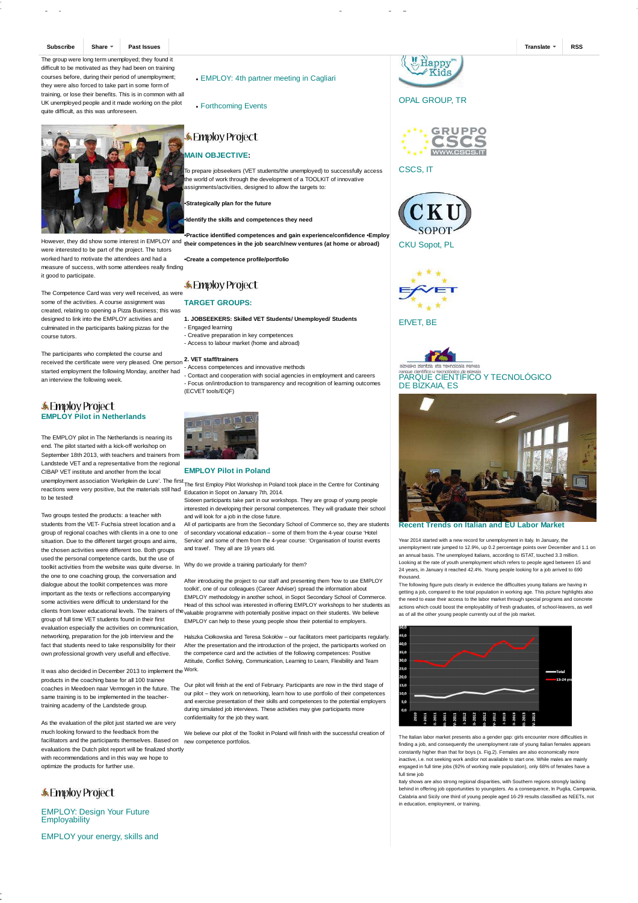Subscribe | Share | Past Issues | Translate | RSS

The group were long term unemployed; they found it difficult to be motivated as they had been on training courses before, during their period of unemployment; they were also forced to take part in some form of training, or lose their benefits. This is in common with all UK unemployed people and it made working on the pilot quite difficult, as this was unforeseen.

However, they did show some interest in EMPLOY and were interested to be part of the project. The tutors worked hard to motivate the attendees and had a measure of success, with some attendees really finding it good to participate.

The Competence Card was very well received, as were some of the activities. A course assignment was created, relating to opening a Pizza Business; this was designed to link into the EMPLOY activities and culminated in the participants baking pizzas for the course tutors.

The participants who completed the course and received the certificate were very pleased. One person started employment the following Monday, another had an interview the following week.

## EMPLOY Pilot in Netherlands

The EMPLOY pilot in The Netherlands is nearing its end. The pilot started with a kick-off workshop on September 18th 2013, with teachers and trainers from Landstede VET and a representative from the regional CIBAP VET institute and another from the local unemployment association 'Werkplein de Lure'. The first reactions were very positive, but the materials still had to be tested!

Two groups tested the products: a teacher with students from the VET- Fuchsia street location and a group of regional coaches with clients in a one to one situation. Due to the different target groups and aims, the chosen activities were different too. Both groups used the personal competence cards, but the use of toolkit activities from the website was quite diverse. In the one to one coaching group, the conversation and dialogue about the toolkit competences was more important as the texts or reflections accompanying some activities were difficult to understand for the clients from lower educational levels. The trainers of the group of full time VET students found in their first evaluation especially the activities on communication, networking, preparation for the job interview and the fact that students need to take responsibility for their own professional growth very usefull and effective.

It was also decided in December 2013 to implement the products in the coaching base for all 100 trainee coaches in Meedoen naar Vermogen in the future. The same training is to be implemented in the teacher-training academy of the Landstede group.

As the evaluation of the pilot just started we are very much looking forward to the feedback from the facilitators and the participants themselves. Based on evaluations the Dutch pilot report will be finalized shortly with recommendations and in this way we hope to optimize the products for further use.

EMPLOY: Design Your Future Employability

EMPLOY your energy, skills and

- EMPLOY: 4th partner meeting in Cagliari
- Forthcoming Events

## MAIN OBJECTIVE:

To prepare jobseekers (VET students/the unemployed) to successfully access the world of work through the development of a TOOLKIT of innovative assignments/activities, designed to allow the targets to:

**•Strategically plan for the future**

**•Identify the skills and competences they need**

**•Practice identified competences and gain experience/confidence •Employ their competences in the job search/new ventures (at home or abroad)**

**•Create a competence profile/portfolio**

## TARGET GROUPS:

**1. JOBSEEKERS: Skilled VET Students/ Unemployed/ Students**
- Engaged learning
- Creative preparation in key competences
- Access to labour market (home and abroad)

**2. VET staff/trainers**
- Access competences and innovative methods
- Contact and cooperation with social agencies in employment and careers
- Focus on/introduction to transparency and recognition of learning outcomes (ECVET tools/EQF)

## EMPLOY Pilot in Poland

The first Employ Pilot Workshop in Poland took place in the Centre for Continuing Education in Sopot on January 7th, 2014.
Sixteen participants take part in our workshops. They are group of young people interested in developing their personal competences. They will graduate their school and will look for a job in the close future.
All of participants are from the Secondary School of Commerce so, they are students of secondary vocational education – some of them from the 4-year course 'Hotel Service' and other from the 4-year course: 'Organisation of tourist events and travel'. They all are 19 years old.

Why do we provide a training particularly for them?

After introducing the project to our staff and presenting them 'how to use EMPLOY toolkit', one of our colleagues (Career Adviser) spread the information about EMPLOY methodology in another school, in Sopot Secondary School of Commerce. Head of this school was interested in offering EMPLOY workshops to her students as valuable programme with potentially positive impact on their students. We believe EMPLOY can help to these young people show their potential to employers.

Halszka Ciołkowska and Teresa Sokołów – our facilitators meet participants regularly. After the presentation and the introduction of the project, the participants worked on the competence card and the activities of the following competences: Positive Attitude, Conflict Solving, Communication, Learning to Learn, Flexibility and Team Work.

Our pilot will finish at the end of February. Participants are now in the third stage of our pilot – they work on networking, learn how to use portfolio of their competences and exercise presentation of their skills and competences to the potential employers during simulated job interviews. These activities may give participants more confidentiality for the job they want.

We believe our pilot of the Toolkit in Poland will finish with the successful creation of new competence portfolios.

OPAL GROUP, TR

CSCS, IT

CKU Sopot, PL

EfVET, BE

PARQUE CIENTÍFICO Y TECNOLÓGICO DE BIZKAIA, ES

## Recent Trends on Italian and EU Labor Market

Year 2014 started with a new record for unemployment in Italy. In January, the unemployment rate jumped to 12.9%, up 0.2 percentage points over December and 1.1 on an annual basis. The unemployed Italians, according to ISTAT, touched 3.3 million. Looking at the rate of youth unemployment which refers to people aged between 15 and 24 years, in January it reached 42.4%. Young people looking for a job arrived to 690 thousand.
The following figure puts clearly in evidence the difficulties young Italians are having in getting a job, compared to the total population in working age. This picture highlights also the need to ease their access to the labor market through special programs and concrete actions which could boost the employability of fresh graduates, of school-leavers, as well as of all the other young people currently out of the job market.

The Italian labor market presents also a gender gap: girls encounter more difficulties in finding a job, and consequently the unemployment rate of young Italian females appears constantly higher than that for boys (s. Fig.2). Females are also economically more inactive, i.e. not seeking work and/or not available to start one. While males are mainly engaged in full time jobs (92% of working male population), only 68% of females have a full time job
Italy shows are also strong regional disparities, with Southern regions strongly lacking behind in offering job opportunities to youngsters. As a consequence, In Puglia, Campania, Calabria and Sicily one third of young people aged 16-29 results classified as NEETs, not in education, employment, or training.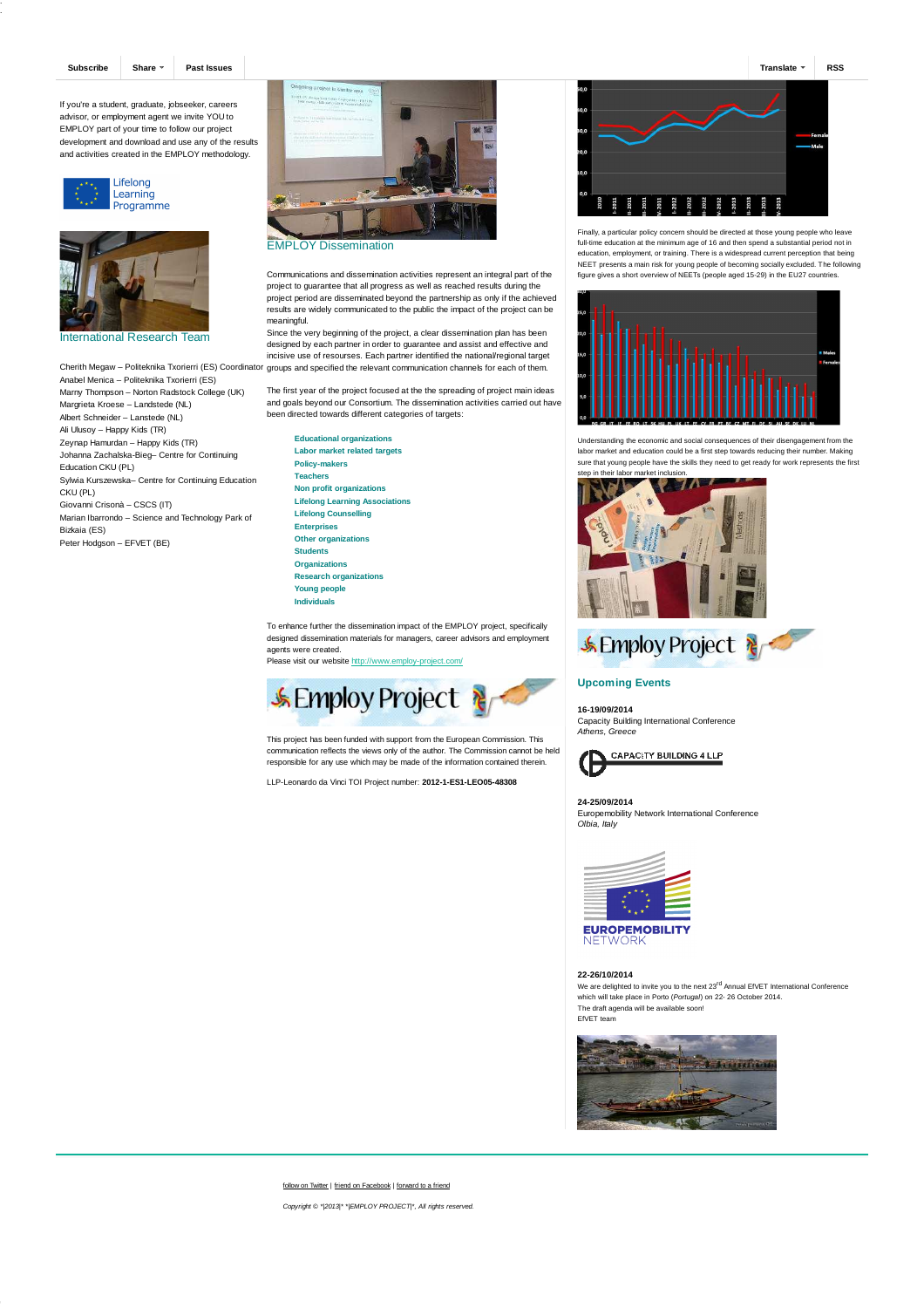Subscribe | Share | Past Issues | Translate | RSS

If you're a student, graduate, jobseeker, careers advisor, or employment agent we invite YOU to EMPLOY part of your time to follow our project development and download and use any of the results and activities created in the EMPLOY methodology.

Lifelong Learning Programme

## International Research Team

Cherith Megaw – Politeknika Txorierri (ES) Coordinator
Anabel Menica – Politeknika Txorierri (ES)
Marny Thompson – Norton Radstock College (UK)
Margrieta Kroese – Landstede (NL)
Albert Schneider – Lanstede (NL)
Ali Ulusoy – Happy Kids (TR)
Zeynap Hamurdan – Happy Kids (TR)
Johanna Zachalska-Bieg– Centre for Continuing Education CKU (PL)
Sylwia Kurszewska– Centre for Continuing Education CKU (PL)
Giovanni Crisonà – CSCS (IT)
Marian Ibarrondo – Science and Technology Park of Bizkaia (ES)
Peter Hodgson – EFVET (BE)

## EMPLOY Dissemination

Communications and dissemination activities represent an integral part of the project to guarantee that all progress as well as reached results during the project period are disseminated beyond the partnership as only if the achieved results are widely communicated to the public the impact of the project can be meaningful.
Since the very beginning of the project, a clear dissemination plan has been designed by each partner in order to guarantee and assist and effective and incisive use of resourses. Each partner identified the national/regional target groups and specified the relevant communication channels for each of them.

The first year of the project focused at the the spreading of project main ideas and goals beyond our Consortium. The dissemination activities carried out have been directed towards different categories of targets:

- **Educational organizations**
- **Labor market related targets**
- **Policy-makers**
- **Teachers**
- **Non profit organizations**
- **Lifelong Learning Associations**
- **Lifelong Counselling**
- **Enterprises**
- **Other organizations**
- **Students**
- **Organizations**
- **Research organizations**
- **Young people**
- **Individuals**

To enhance further the dissemination impact of the EMPLOY project, specifically designed dissemination materials for managers, career advisors and employment agents were created.
Please visit our website http://www.employ-project.com/

Employ Project

This project has been funded with support from the European Commission. This communication reflects the views only of the author. The Commission cannot be held responsible for any use which may be made of the information contained therein.

LLP-Leonardo da Vinci TOI Project number: **2012-1-ES1-LEO05-48308**

Female
Male

Finally, a particular policy concern should be directed at those young people who leave full-time education at the minimum age of 16 and then spend a substantial period not in education, employment, or training. There is a widespread current perception that being NEET presents a main risk for young people of becoming socially excluded. The following figure gives a short overview of NEETs (people aged 15-29) in the EU27 countries.

Males
Females

Understanding the economic and social consequences of their disengagement from the labor market and education could be a first step towards reducing their number. Making sure that young people have the skills they need to get ready for work represents the first step in their labor market inclusion.

Employ Project

## Upcoming Events

**16-19/09/2014**
Capacity Building International Conference
*Athens, Greece*

CAPACITY BUILDING 4 LLP

**24-25/09/2014**
Europemobility Network International Conference
*Olbia, Italy*

EUROPEMOBILITY NETWORK

**22-26/10/2014**
We are delighted to invite you to the next 23rd Annual EfVET International Conference which will take place in Porto (*Portugal*) on 22- 26 October 2014.
The draft agenda will be available soon!
EfVET team

follow on Twitter | friend on Facebook | forward to a friend

*Copyright © *|2013|* *|EMPLOY PROJECT|*, All rights reserved.*